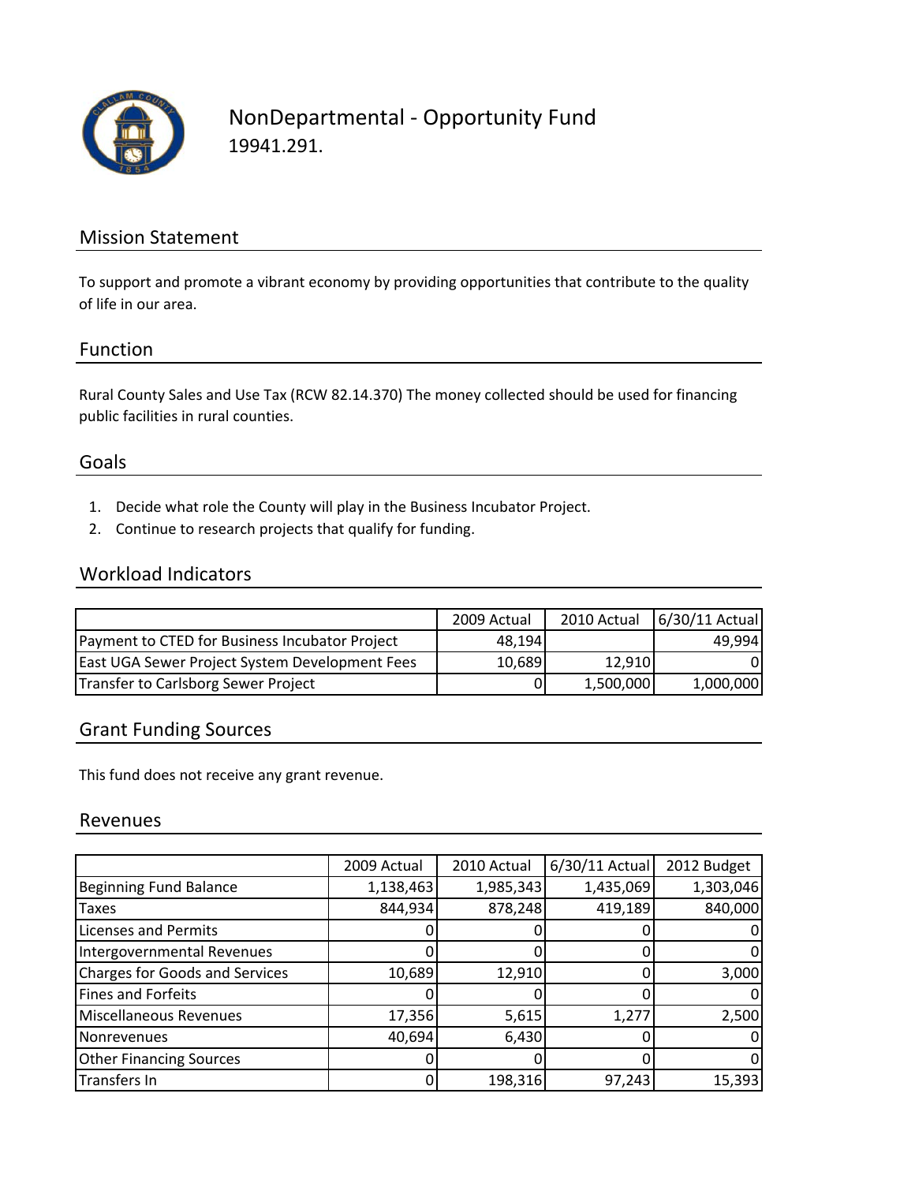# NonDepartmental - Opportunity Fund

19941.291.

## Mission Statement

To support and promote a vibrant economy by providing opportunities that contribute to the quality of life in our area.

## Function

Rural County Sales and Use Tax (RCW 82.14.370) The money collected should be used for financing public facilities in rural counties.

## Goals

1. Decide what role the County will play in the Business Incubator Project.
2. Continue to research projects that qualify for funding.

## Workload Indicators

| | 2009 Actual | 2010 Actual | 6/30/11 Actual |
|---|---|---|---|
| Payment to CTED for Business Incubator Project | 48,194 | | 49,994 |
| East UGA Sewer Project System Development Fees | 10,689 | 12,910 | 0 |
| Transfer to Carlsborg Sewer Project | 0 | 1,500,000 | 1,000,000 |

## Grant Funding Sources

This fund does not receive any grant revenue.

## Revenues

| | 2009 Actual | 2010 Actual | 6/30/11 Actual | 2012 Budget |
|---|---|---|---|---|
| Beginning Fund Balance | 1,138,463 | 1,985,343 | 1,435,069 | 1,303,046 |
| Taxes | 844,934 | 878,248 | 419,189 | 840,000 |
| Licenses and Permits | 0 | 0 | 0 | 0 |
| Intergovernmental Revenues | 0 | 0 | 0 | 0 |
| Charges for Goods and Services | 10,689 | 12,910 | 0 | 3,000 |
| Fines and Forfeits | 0 | 0 | 0 | 0 |
| Miscellaneous Revenues | 17,356 | 5,615 | 1,277 | 2,500 |
| Nonrevenues | 40,694 | 6,430 | 0 | 0 |
| Other Financing Sources | 0 | 0 | 0 | 0 |
| Transfers In | 0 | 198,316 | 97,243 | 15,393 |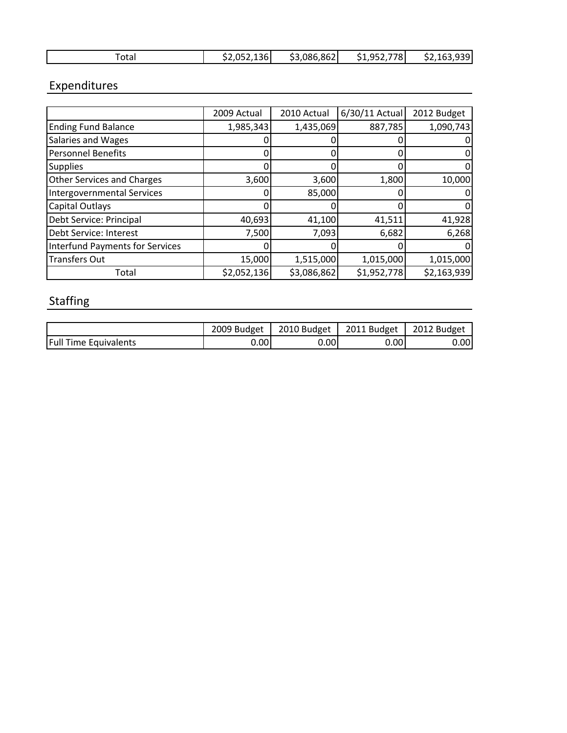| | | | | |
|---|---|---|---|---|
| Total | $2,052,136 | $3,086,862 | $1,952,778 | $2,163,939 |

## Expenditures

| | 2009 Actual | 2010 Actual | 6/30/11 Actual | 2012 Budget |
|---|---|---|---|---|
| Ending Fund Balance | 1,985,343 | 1,435,069 | 887,785 | 1,090,743 |
| Salaries and Wages | 0 | 0 | 0 | 0 |
| Personnel Benefits | 0 | 0 | 0 | 0 |
| Supplies | 0 | 0 | 0 | 0 |
| Other Services and Charges | 3,600 | 3,600 | 1,800 | 10,000 |
| Intergovernmental Services | 0 | 85,000 | 0 | 0 |
| Capital Outlays | 0 | 0 | 0 | 0 |
| Debt Service: Principal | 40,693 | 41,100 | 41,511 | 41,928 |
| Debt Service: Interest | 7,500 | 7,093 | 6,682 | 6,268 |
| Interfund Payments for Services | 0 | 0 | 0 | 0 |
| Transfers Out | 15,000 | 1,515,000 | 1,015,000 | 1,015,000 |
| Total | $2,052,136 | $3,086,862 | $1,952,778 | $2,163,939 |

## Staffing

| | 2009 Budget | 2010 Budget | 2011 Budget | 2012 Budget |
|---|---|---|---|---|
| Full Time Equivalents | 0.00 | 0.00 | 0.00 | 0.00 |